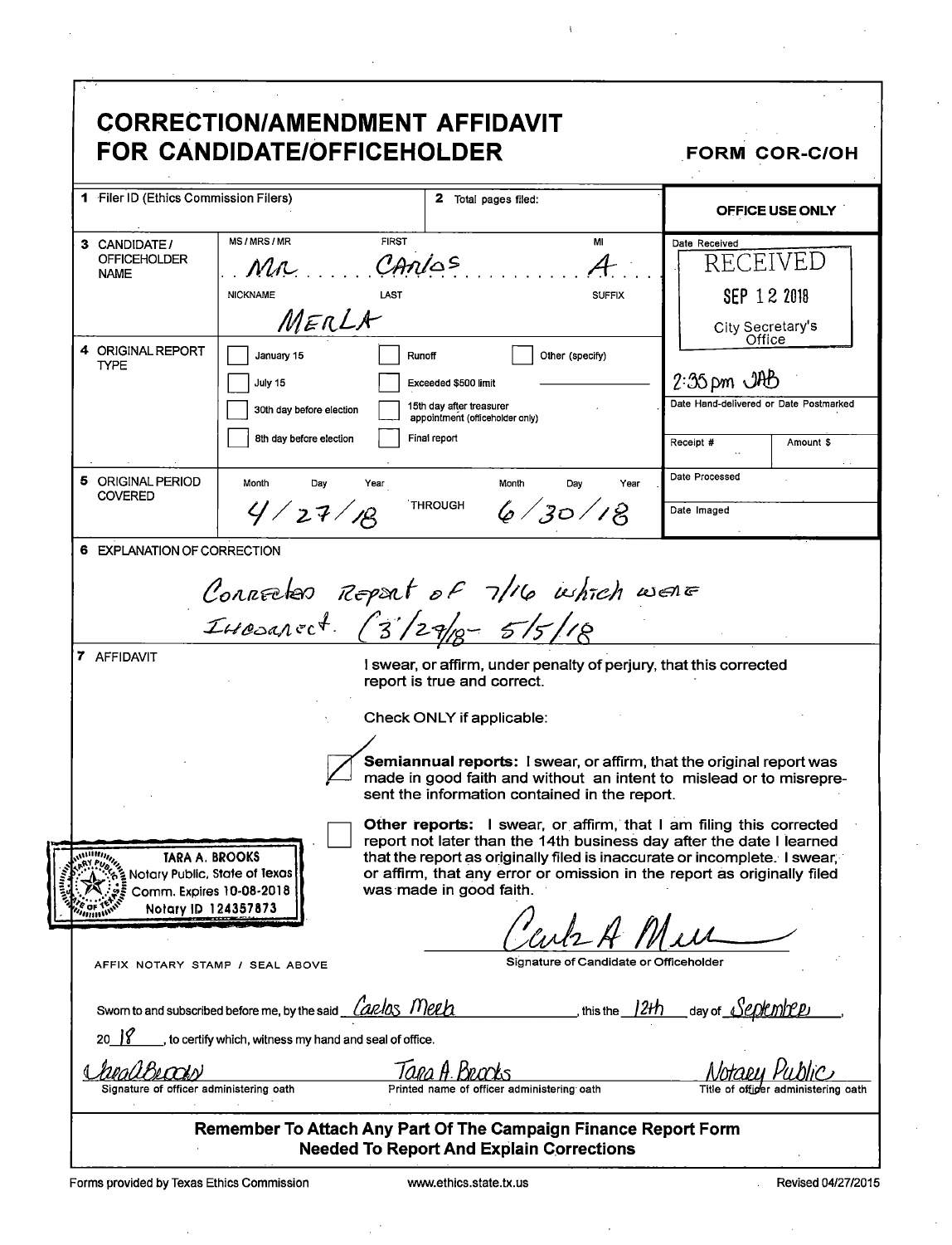# CORRECTION/AMENDMENT AFFIDAVIT FOR CANDIDATE/OFFICEHOLDER

**FORM COR-C/OH**

| | | |
|---|---|---|
| **1** Filer ID (Ethics Commission Filers) | **2** Total pages filed: | **OFFICE USE ONLY** |
| **3** CANDIDATE / OFFICEHOLDER NAME | MS / MRS / MR: MR FIRST: CARLOS MI: A NICKNAME: LAST: MERLA SUFFIX: | Date Received: RECEIVED SEP 12 2018 City Secretary's Office 2:35 pm JAB |
| **4** ORIGINAL REPORT TYPE | ☐ January 15 ☐ Runoff ☐ Other (specify) ☐ July 15 ☐ Exceeded $500 limit ☐ 30th day before election ☐ 15th day after treasurer appointment (officeholder only) ☐ 8th day before election ☐ Final report | Date Hand-delivered or Date Postmarked; Receipt #; Amount $ |
| **5** ORIGINAL PERIOD COVERED | Month Day Year 4/27/18 THROUGH Month Day Year 6/30/18 | Date Processed; Date Imaged |

**6** EXPLANATION OF CORRECTION

Corrected Report of 7/16 which were Incorrect. (3/29/18 - 5/5/18)

**7** AFFIDAVIT

I swear, or affirm, under penalty of perjury, that this corrected report is true and correct.

Check ONLY if applicable:

☑ **Semiannual reports:** I swear, or affirm, that the original report was made in good faith and without an intent to mislead or to misrepresent the information contained in the report.

☐ **Other reports:** I swear, or affirm, that I am filing this corrected report not later than the 14th business day after the date I learned that the report as originally filed is inaccurate or incomplete. I swear, or affirm, that any error or omission in the report as originally filed was made in good faith.

TARA A. BROOKS
Notary Public, State of Texas
Comm. Expires 10-08-2018
Notary ID 124357873

AFFIX NOTARY STAMP / SEAL ABOVE

Carlos A Merla
Signature of Candidate or Officeholder

Sworn to and subscribed before me, by the said Carlos Merla, this the 12th day of September, 20 18, to certify which, witness my hand and seal of office.

| Tara A Brooks | Tara A. Brooks | Notary Public |
|---|---|---|
| Signature of officer administering oath | Printed name of officer administering oath | Title of officer administering oath |

**Remember To Attach Any Part Of The Campaign Finance Report Form Needed To Report And Explain Corrections**

Forms provided by Texas Ethics Commission | www.ethics.state.tx.us | Revised 04/27/2015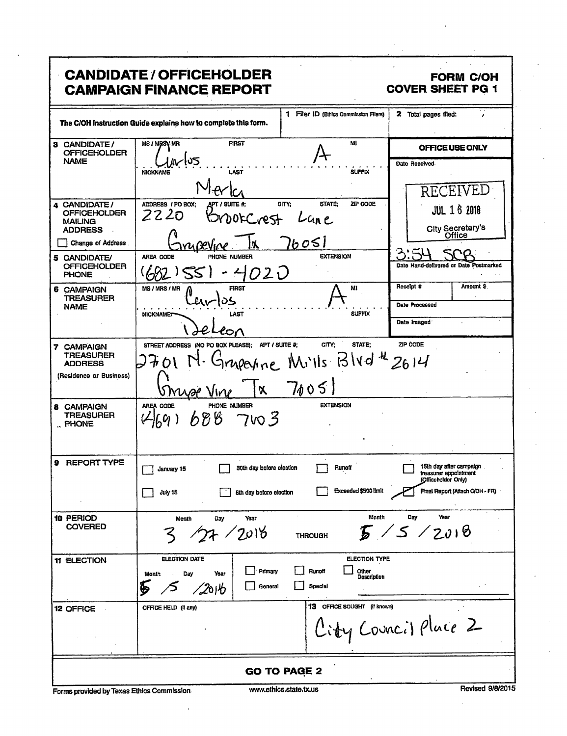# CANDIDATE / OFFICEHOLDER CAMPAIGN FINANCE REPORT

**FORM C/OH COVER SHEET PG 1**

The C/OH Instruction Guide explains how to complete this form.

| | | |
|---|---|---|
| **1** Filer ID (Ethics Commission Filers) | | **2** Total pages filed: |

**3 CANDIDATE / OFFICEHOLDER NAME**

MS / MRS / MR: | FIRST: Carlos | MI: A
NICKNAME: | LAST: Merla | SUFFIX:

**4 CANDIDATE / OFFICEHOLDER MAILING ADDRESS**

ADDRESS / PO BOX; APT / SUITE #; CITY; STATE; ZIP CODE

2220 BrookCrest Lane
Grapevine Tx 76051

☐ Change of Address

**5 CANDIDATE/ OFFICEHOLDER PHONE**

AREA CODE / PHONE NUMBER / EXTENSION

(682) 551 - 4020

**6 CAMPAIGN TREASURER NAME**

MS / MRS / MR: | FIRST: Carlos | MI: A
NICKNAME: | LAST: DeLeon | SUFFIX:

**7 CAMPAIGN TREASURER ADDRESS** (Residence or Business)

STREET ADDRESS (NO PO BOX PLEASE); APT / SUITE #; CITY; STATE; ZIP CODE

2701 N. Grapevine Mills Blvd # 2614
Grape Vine Tx 76051

**8 CAMPAIGN TREASURER PHONE**

AREA CODE / PHONE NUMBER / EXTENSION

(469) 688 7103

**OFFICE USE ONLY**

Date Received: RECEIVED JUL 16 2018 City Secretary's Office 3:54 SCB

Date Hand-delivered or Date Postmarked

| Receipt # | Amount $ |
|---|---|

Date Processed

Date Imaged

**9 REPORT TYPE**

| | | | |
|---|---|---|---|
| ☐ January 15 | ☐ 30th day before election | ☐ Runoff | ☐ 15th day after campaign treasurer appointment (Officeholder Only) |
| ☐ July 15 | ☐ 8th day before election | ☐ Exceeded $500 limit | ☑ Final Report (Attach C/OH - FR) |

**10 PERIOD COVERED**

Month / Day / Year: 3 / 27 / 2018 THROUGH Month / Day / Year: 5 / 5 / 2018

**11 ELECTION**

ELECTION DATE: Month / Day / Year: 5 / 5 / 2018

ELECTION TYPE: ☐ Primary ☐ Runoff ☐ Other Description ☐ General ☐ Special

**12 OFFICE**

OFFICE HELD (if any):

**13** OFFICE SOUGHT (if known): City Council Place 2

**GO TO PAGE 2**

Forms provided by Texas Ethics Commission www.ethics.state.tx.us Revised 9/8/2015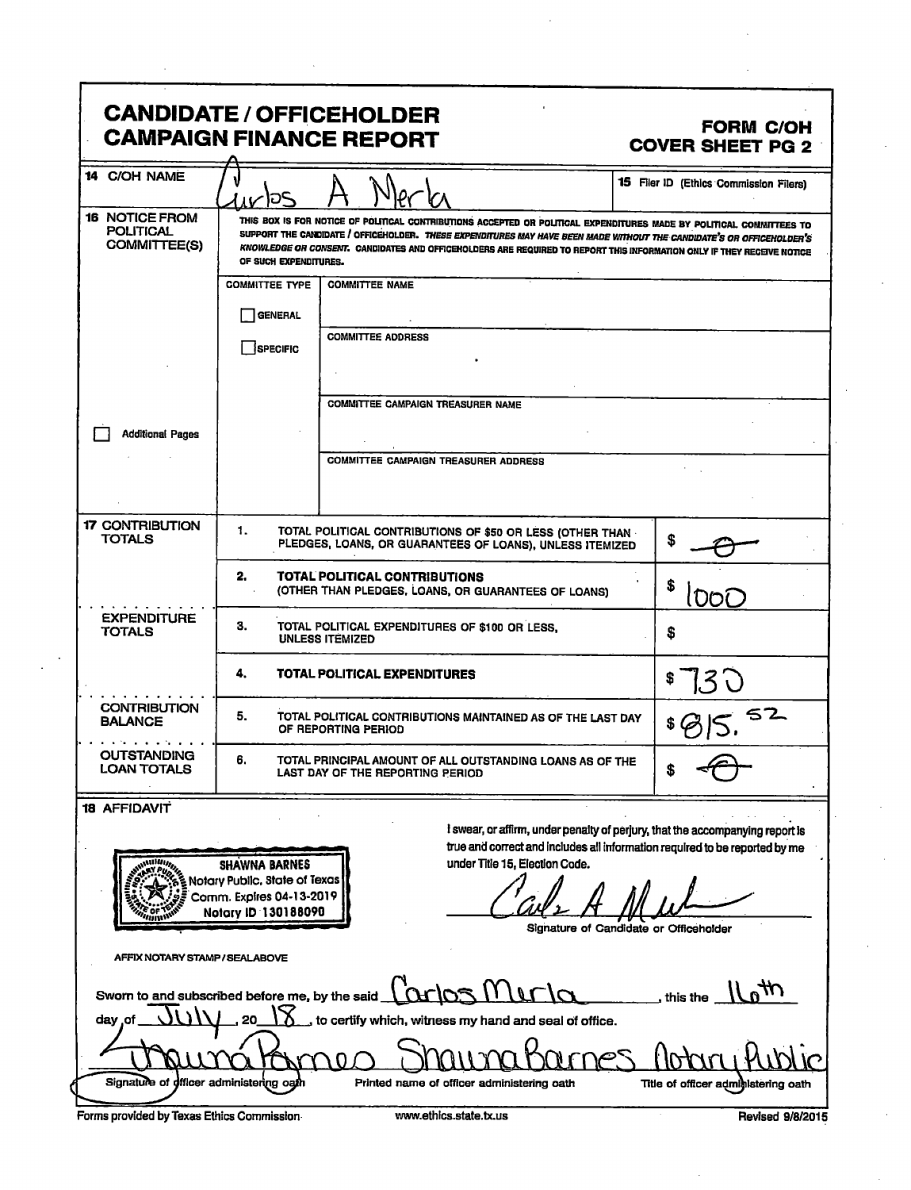# CANDIDATE / OFFICEHOLDER CAMPAIGN FINANCE REPORT

**FORM C/OH COVER SHEET PG 2**

**14 C/OH NAME:** Carlos A Merla

**15 Filer ID (Ethics Commission Filers):**

**16 NOTICE FROM POLITICAL COMMITTEE(S)**

THIS BOX IS FOR NOTICE OF POLITICAL CONTRIBUTIONS ACCEPTED OR POLITICAL EXPENDITURES MADE BY POLITICAL COMMITTEES TO SUPPORT THE CANDIDATE / OFFICEHOLDER. *THESE EXPENDITURES MAY HAVE BEEN MADE WITHOUT THE CANDIDATE'S OR OFFICEHOLDER'S KNOWLEDGE OR CONSENT.* CANDIDATES AND OFFICEHOLDERS ARE REQUIRED TO REPORT THIS INFORMATION ONLY IF THEY RECEIVE NOTICE OF SUCH EXPENDITURES.

| COMMITTEE TYPE | |
|---|---|
| ☐ GENERAL<br>☐ SPECIFIC | COMMITTEE NAME: |
| | COMMITTEE ADDRESS: |
| | COMMITTEE CAMPAIGN TREASURER NAME: |
| | COMMITTEE CAMPAIGN TREASURER ADDRESS: |

☐ Additional Pages

| Section | No. | Description | Amount |
|---|---|---|---|
| **17 CONTRIBUTION TOTALS** | 1. | TOTAL POLITICAL CONTRIBUTIONS OF $50 OR LESS (OTHER THAN PLEDGES, LOANS, OR GUARANTEES OF LOANS), UNLESS ITEMIZED | $ -0- |
| | 2. | **TOTAL POLITICAL CONTRIBUTIONS** (OTHER THAN PLEDGES, LOANS, OR GUARANTEES OF LOANS) | $ 1000 |
| **EXPENDITURE TOTALS** | 3. | TOTAL POLITICAL EXPENDITURES OF $100 OR LESS, UNLESS ITEMIZED | $ |
| | 4. | **TOTAL POLITICAL EXPENDITURES** | $ 730 |
| **CONTRIBUTION BALANCE** | 5. | TOTAL POLITICAL CONTRIBUTIONS MAINTAINED AS OF THE LAST DAY OF REPORTING PERIOD | $ 815.52 |
| **OUTSTANDING LOAN TOTALS** | 6. | TOTAL PRINCIPAL AMOUNT OF ALL OUTSTANDING LOANS AS OF THE LAST DAY OF THE REPORTING PERIOD | $ -0- |

**18 AFFIDAVIT**

SHAWNA BARNES
Notary Public, State of Texas
Comm. Expires 04-13-2019
Notary ID 130188090

AFFIX NOTARY STAMP / SEALABOVE

I swear, or affirm, under penalty of perjury, that the accompanying report is true and correct and includes all information required to be reported by me under Title 15, Election Code.

Carlos A Merla (signature)

Signature of Candidate or Officeholder

Sworn to and subscribed before me, by the said Carlos Merla, this the 16th day of July, 2018, to certify which, witness my hand and seal of office.

Shauna Barnes (signature) — Shauna Barnes — Notary Public

Signature of officer administering oath | Printed name of officer administering oath | Title of officer administering oath

Forms provided by Texas Ethics Commission — www.ethics.state.tx.us — Revised 9/8/2015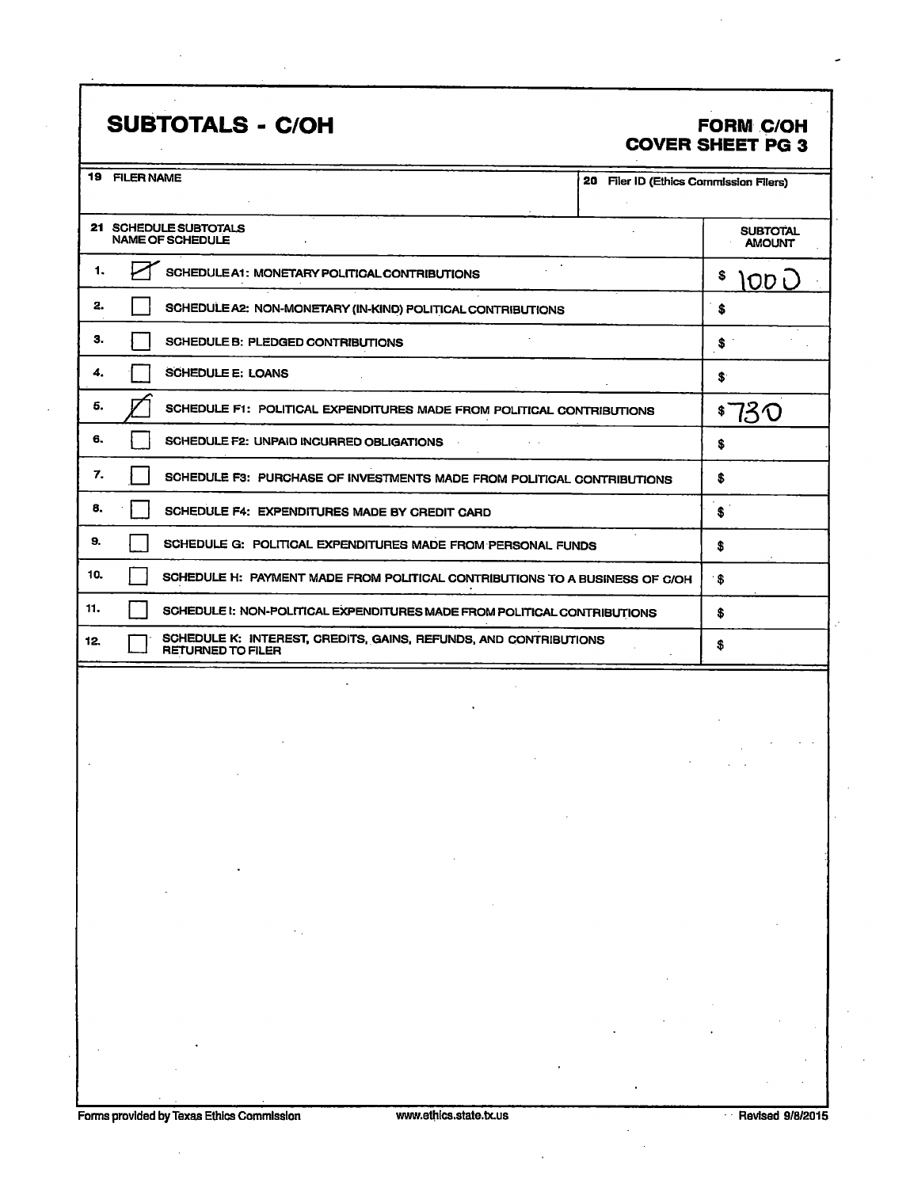# SUBTOTALS - C/OH

**FORM C/OH**
**COVER SHEET PG 3**

| 19 FILER NAME | 20 Filer ID (Ethics Commission Filers) |
|---|---|
| | |

| 21 SCHEDULE SUBTOTALS NAME OF SCHEDULE | | | SUBTOTAL AMOUNT |
|---|---|---|---|
| 1. | ☑ | SCHEDULE A1: MONETARY POLITICAL CONTRIBUTIONS | $ 1000 |
| 2. | ☐ | SCHEDULE A2: NON-MONETARY (IN-KIND) POLITICAL CONTRIBUTIONS | $ |
| 3. | ☐ | SCHEDULE B: PLEDGED CONTRIBUTIONS | $ |
| 4. | ☐ | SCHEDULE E: LOANS | $ |
| 5. | ☑ | SCHEDULE F1: POLITICAL EXPENDITURES MADE FROM POLITICAL CONTRIBUTIONS | $ 730 |
| 6. | ☐ | SCHEDULE F2: UNPAID INCURRED OBLIGATIONS | $ |
| 7. | ☐ | SCHEDULE F3: PURCHASE OF INVESTMENTS MADE FROM POLITICAL CONTRIBUTIONS | $ |
| 8. | ☐ | SCHEDULE F4: EXPENDITURES MADE BY CREDIT CARD | $ |
| 9. | ☐ | SCHEDULE G: POLITICAL EXPENDITURES MADE FROM PERSONAL FUNDS | $ |
| 10. | ☐ | SCHEDULE H: PAYMENT MADE FROM POLITICAL CONTRIBUTIONS TO A BUSINESS OF C/OH | $ |
| 11. | ☐ | SCHEDULE I: NON-POLITICAL EXPENDITURES MADE FROM POLITICAL CONTRIBUTIONS | $ |
| 12. | ☐ | SCHEDULE K: INTEREST, CREDITS, GAINS, REFUNDS, AND CONTRIBUTIONS RETURNED TO FILER | $ |

Forms provided by Texas Ethics Commission www.ethics.state.tx.us Revised 9/8/2015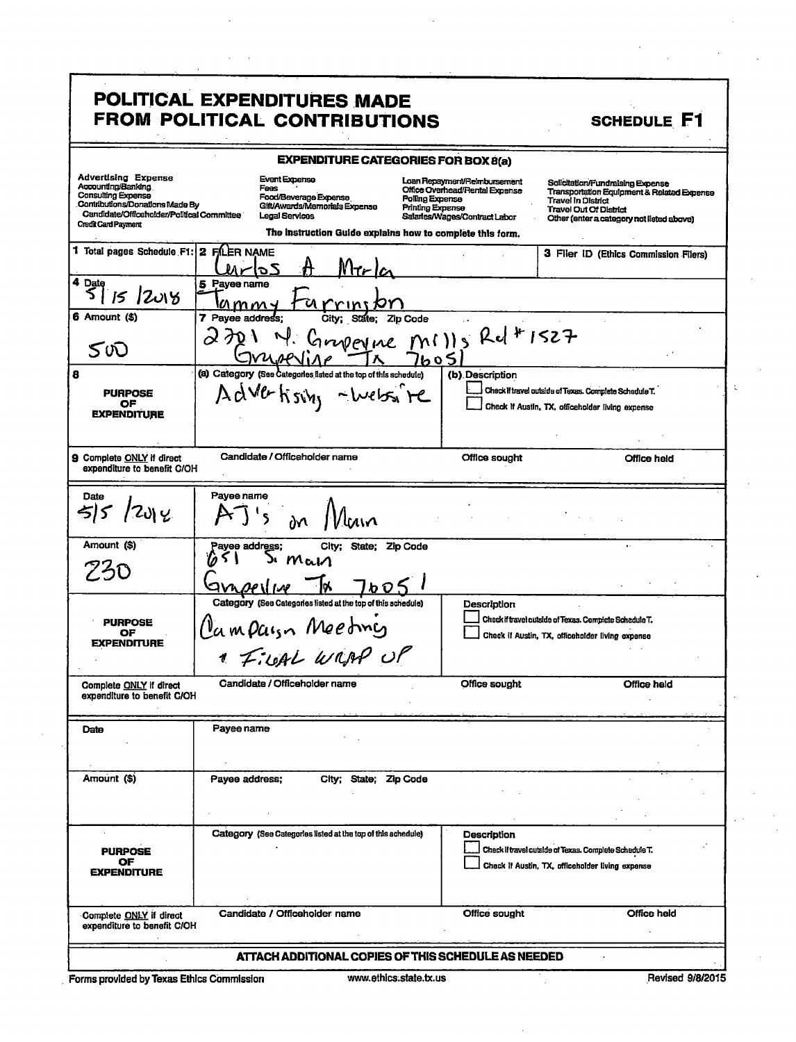# POLITICAL EXPENDITURES MADE FROM POLITICAL CONTRIBUTIONS

**SCHEDULE F1**

## EXPENDITURE CATEGORIES FOR BOX 8(a)

| | | | |
|---|---|---|---|
| Advertising Expense | Event Expense | Loan Repayment/Reimbursement | Solicitation/Fundraising Expense |
| Accounting/Banking | Fees | Office Overhead/Rental Expense | Transportation Equipment & Related Expense |
| Consulting Expense | Food/Beverage Expense | Polling Expense | Travel In District |
| Contributions/Donations Made By Candidate/Officeholder/Political Committee | Gift/Awards/Memorials Expense | Printing Expense | Travel Out Of District |
| Credit Card Payment | Legal Services | Salaries/Wages/Contract Labor | Other (enter a category not listed above) |

The Instruction Guide explains how to complete this form.

| | | |
|---|---|---|
| 1 Total pages Schedule F1: | 2 FILER NAME: Carlos A Mrla | 3 Filer ID (Ethics Commission Filers) |

### Expenditure 1

- **4 Date:** 5/15/2018
- **5 Payee name:** Tammy Farrington
- **6 Amount ($):** 500
- **7 Payee address; City; State; Zip Code:** 2701 N. Grapevine Mills Rd #1527, Grapevine TX 76051
- **8 PURPOSE OF EXPENDITURE**
  - (a) Category (See Categories listed at the top of this schedule): Advertising - Website
  - (b) Description:
  - ☐ Check if travel outside of Texas. Complete Schedule T.
  - ☐ Check if Austin, TX, officeholder living expense
- **9 Complete ONLY if direct expenditure to benefit C/OH:** Candidate / Officeholder name: | Office sought: | Office held:

### Expenditure 2

- **Date:** 5/5/2018
- **Payee name:** AJ's on Main
- **Amount ($):** 230
- **Payee address; City; State; Zip Code:** 651 S. Main, Grapevine TX 76051
- **PURPOSE OF EXPENDITURE**
  - Category (See Categories listed at the top of this schedule): Campaign Meeting & FINAL WRAP UP
  - Description:
  - ☐ Check if travel outside of Texas. Complete Schedule T.
  - ☐ Check if Austin, TX, officeholder living expense
- **Complete ONLY if direct expenditure to benefit C/OH:** Candidate / Officeholder name: | Office sought: | Office held:

### Expenditure 3

- **Date:**
- **Payee name:**
- **Amount ($):**
- **Payee address; City; State; Zip Code:**
- **PURPOSE OF EXPENDITURE**
  - Category (See Categories listed at the top of this schedule):
  - Description:
  - ☐ Check if travel outside of Texas. Complete Schedule T.
  - ☐ Check if Austin, TX, officeholder living expense
- **Complete ONLY if direct expenditure to benefit C/OH:** Candidate / Officeholder name: | Office sought: | Office held:

**ATTACH ADDITIONAL COPIES OF THIS SCHEDULE AS NEEDED**

Forms provided by Texas Ethics Commission | www.ethics.state.tx.us | Revised 9/8/2015